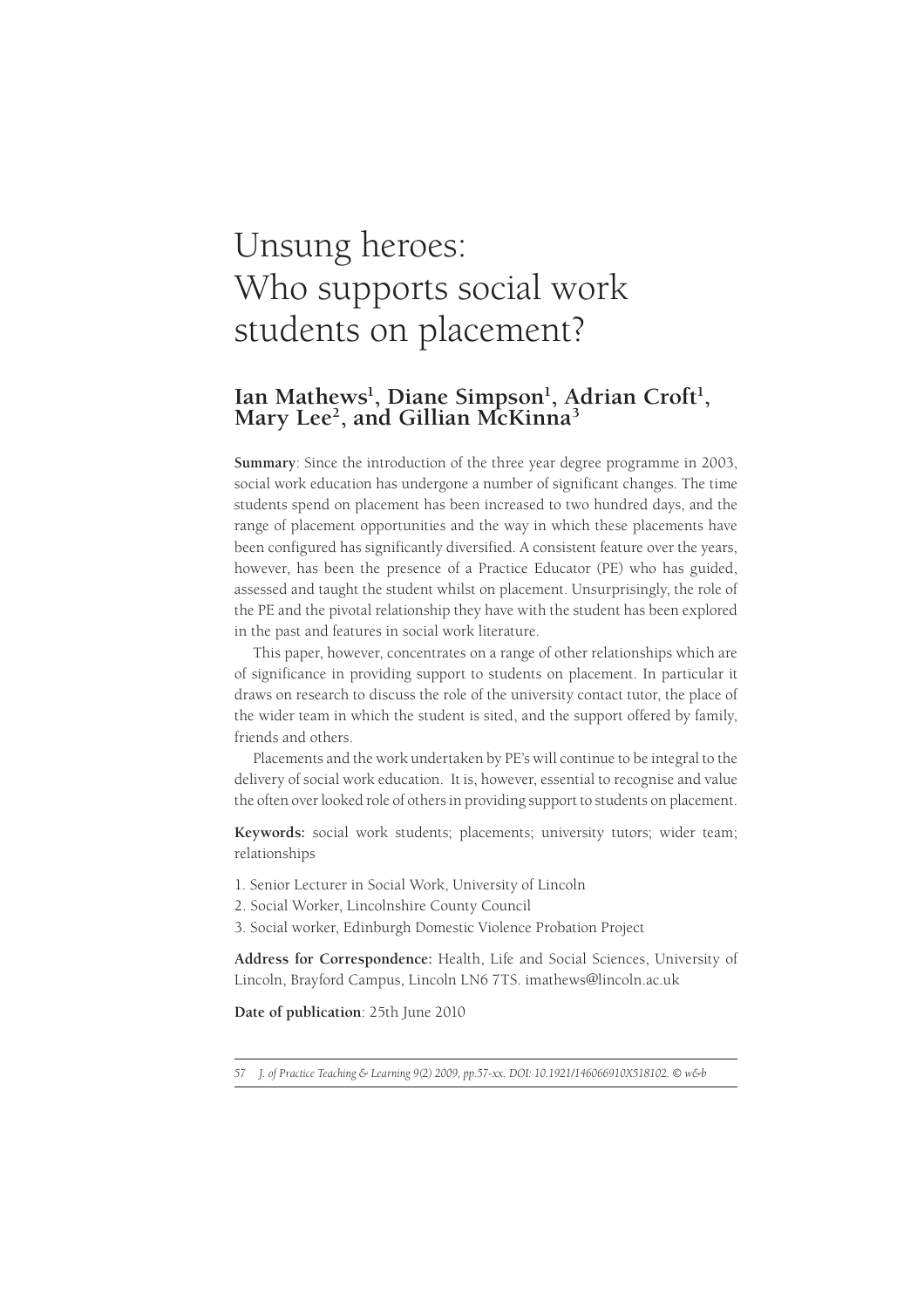# Unsung heroes: Who supports social work students on placement?

**Ian Mathews[1], Diane Simpson[1], Adrian Croft[1], Mary Lee[2], and Gillian McKinna[3]**

**Summary**: Since the introduction of the three year degree programme in 2003, social work education has undergone a number of significant changes. The time students spend on placement has been increased to two hundred days, and the range of placement opportunities and the way in which these placements have been configured has significantly diversified. A consistent feature over the years, however, has been the presence of a Practice Educator (PE) who has guided, assessed and taught the student whilst on placement. Unsurprisingly, the role of the PE and the pivotal relationship they have with the student has been explored in the past and features in social work literature.

This paper, however, concentrates on a range of other relationships which are of significance in providing support to students on placement. In particular it draws on research to discuss the role of the university contact tutor, the place of the wider team in which the student is sited, and the support offered by family, friends and others.

Placements and the work undertaken by PE's will continue to be integral to the delivery of social work education. It is, however, essential to recognise and value the often over looked role of others in providing support to students on placement.

**Keywords:** social work students; placements; university tutors; wider team; relationships

1. Senior Lecturer in Social Work, University of Lincoln
2. Social Worker, Lincolnshire County Council
3. Social worker, Edinburgh Domestic Violence Probation Project

**Address for Correspondence:** Health, Life and Social Sciences, University of Lincoln, Brayford Campus, Lincoln LN6 7TS. imathews@lincoln.ac.uk

**Date of publication**: 25th June 2010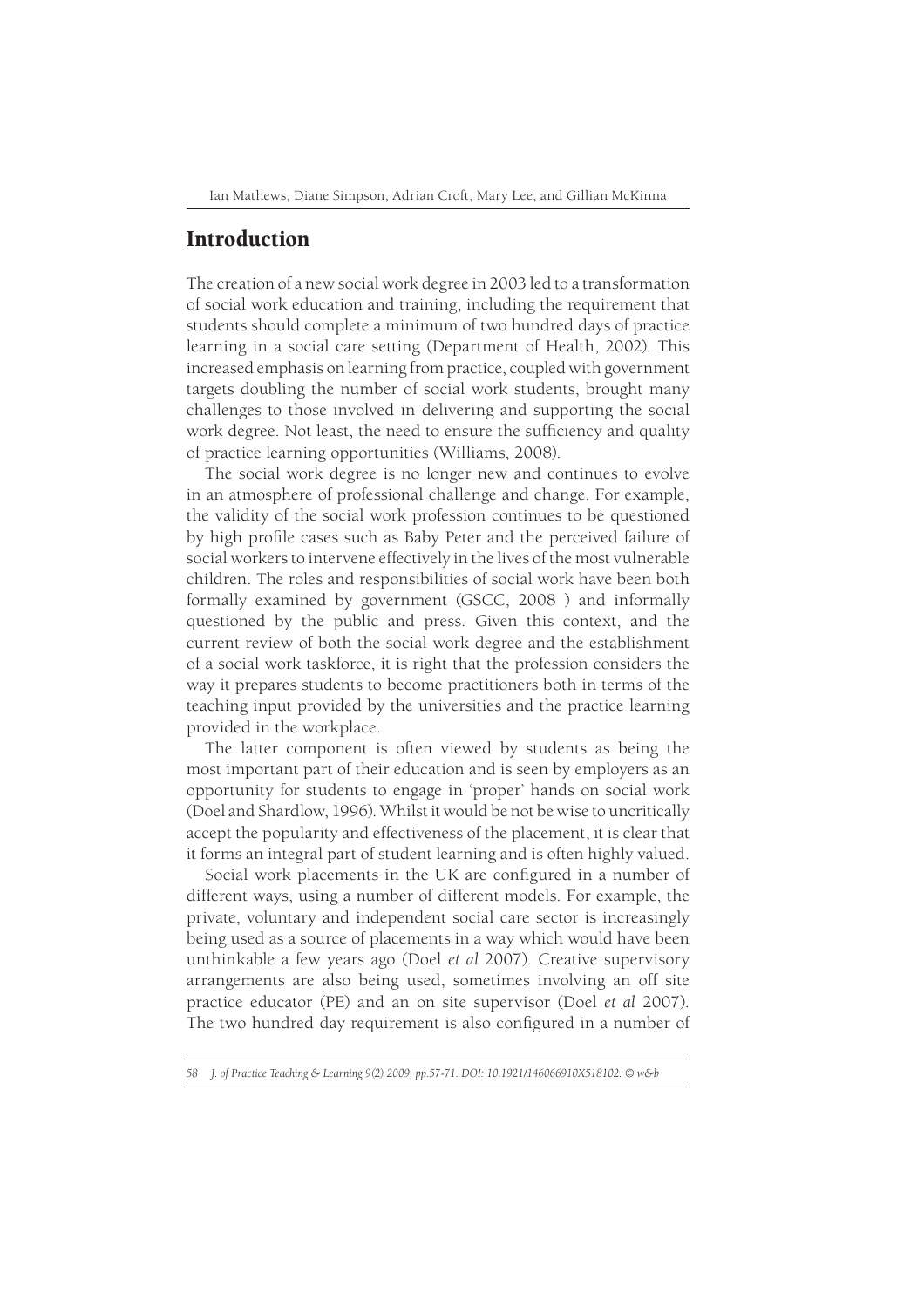## Introduction

The creation of a new social work degree in 2003 led to a transformation of social work education and training, including the requirement that students should complete a minimum of two hundred days of practice learning in a social care setting (Department of Health, 2002). This increased emphasis on learning from practice, coupled with government targets doubling the number of social work students, brought many challenges to those involved in delivering and supporting the social work degree. Not least, the need to ensure the sufficiency and quality of practice learning opportunities (Williams, 2008).

The social work degree is no longer new and continues to evolve in an atmosphere of professional challenge and change. For example, the validity of the social work profession continues to be questioned by high profile cases such as Baby Peter and the perceived failure of social workers to intervene effectively in the lives of the most vulnerable children. The roles and responsibilities of social work have been both formally examined by government (GSCC, 2008 ) and informally questioned by the public and press. Given this context, and the current review of both the social work degree and the establishment of a social work taskforce, it is right that the profession considers the way it prepares students to become practitioners both in terms of the teaching input provided by the universities and the practice learning provided in the workplace.

The latter component is often viewed by students as being the most important part of their education and is seen by employers as an opportunity for students to engage in 'proper' hands on social work (Doel and Shardlow, 1996). Whilst it would be not be wise to uncritically accept the popularity and effectiveness of the placement, it is clear that it forms an integral part of student learning and is often highly valued.

Social work placements in the UK are configured in a number of different ways, using a number of different models. For example, the private, voluntary and independent social care sector is increasingly being used as a source of placements in a way which would have been unthinkable a few years ago (Doel *et al* 2007). Creative supervisory arrangements are also being used, sometimes involving an off site practice educator (PE) and an on site supervisor (Doel *et al* 2007). The two hundred day requirement is also configured in a number of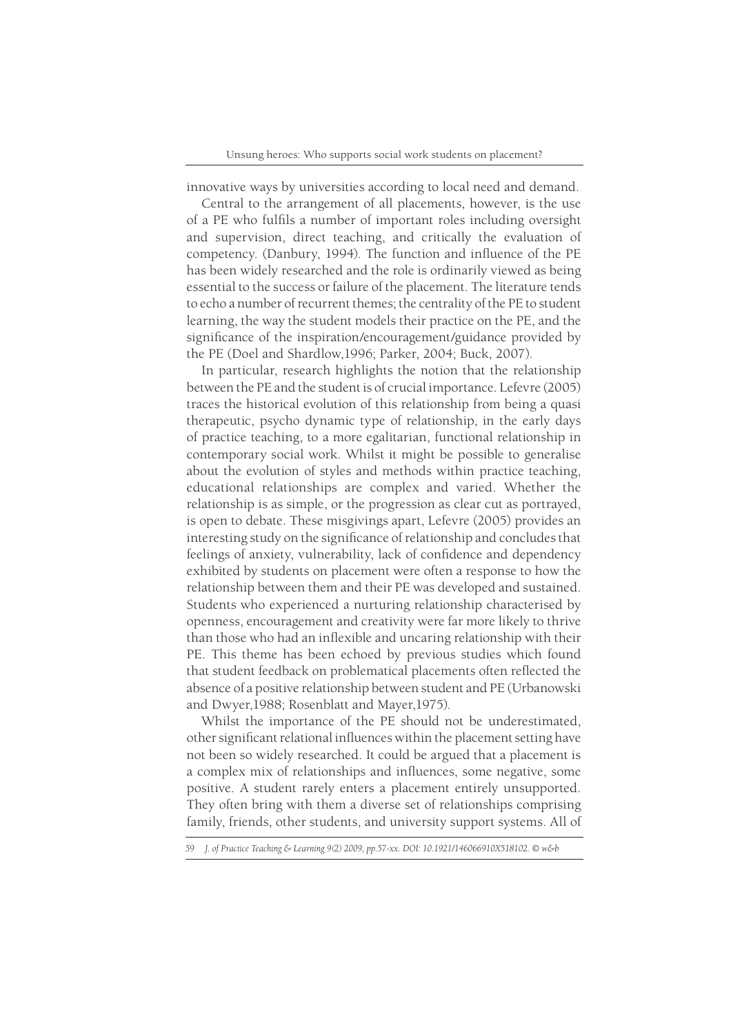innovative ways by universities according to local need and demand.

Central to the arrangement of all placements, however, is the use of a PE who fulfils a number of important roles including oversight and supervision, direct teaching, and critically the evaluation of competency. (Danbury, 1994). The function and influence of the PE has been widely researched and the role is ordinarily viewed as being essential to the success or failure of the placement. The literature tends to echo a number of recurrent themes; the centrality of the PE to student learning, the way the student models their practice on the PE, and the significance of the inspiration/encouragement/guidance provided by the PE (Doel and Shardlow,1996; Parker, 2004; Buck, 2007).

In particular, research highlights the notion that the relationship between the PE and the student is of crucial importance. Lefevre (2005) traces the historical evolution of this relationship from being a quasi therapeutic, psycho dynamic type of relationship, in the early days of practice teaching, to a more egalitarian, functional relationship in contemporary social work. Whilst it might be possible to generalise about the evolution of styles and methods within practice teaching, educational relationships are complex and varied. Whether the relationship is as simple, or the progression as clear cut as portrayed, is open to debate. These misgivings apart, Lefevre (2005) provides an interesting study on the significance of relationship and concludes that feelings of anxiety, vulnerability, lack of confidence and dependency exhibited by students on placement were often a response to how the relationship between them and their PE was developed and sustained. Students who experienced a nurturing relationship characterised by openness, encouragement and creativity were far more likely to thrive than those who had an inflexible and uncaring relationship with their PE. This theme has been echoed by previous studies which found that student feedback on problematical placements often reflected the absence of a positive relationship between student and PE (Urbanowski and Dwyer,1988; Rosenblatt and Mayer,1975).

Whilst the importance of the PE should not be underestimated, other significant relational influences within the placement setting have not been so widely researched. It could be argued that a placement is a complex mix of relationships and influences, some negative, some positive. A student rarely enters a placement entirely unsupported. They often bring with them a diverse set of relationships comprising family, friends, other students, and university support systems. All of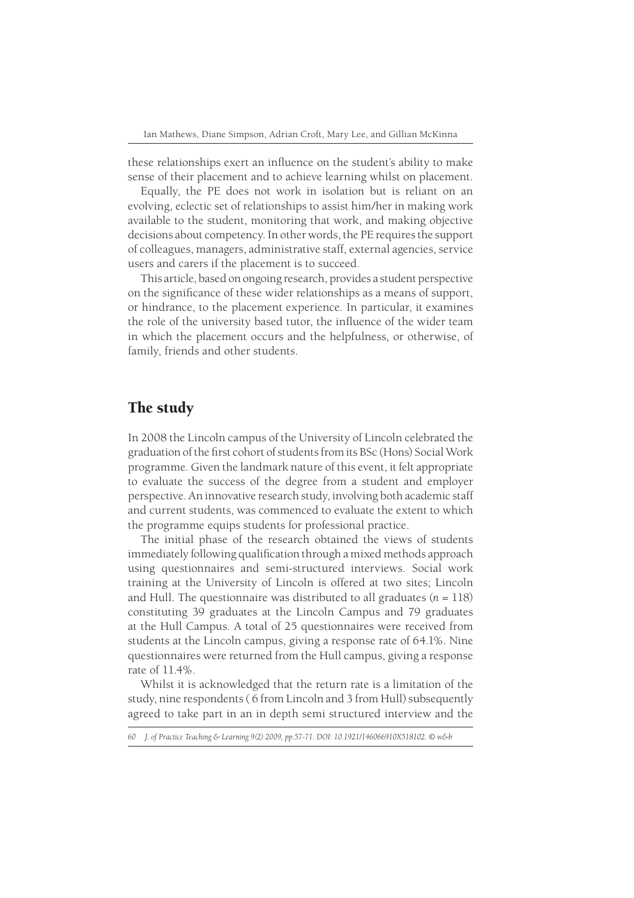these relationships exert an influence on the student's ability to make sense of their placement and to achieve learning whilst on placement.

Equally, the PE does not work in isolation but is reliant on an evolving, eclectic set of relationships to assist him/her in making work available to the student, monitoring that work, and making objective decisions about competency. In other words, the PE requires the support of colleagues, managers, administrative staff, external agencies, service users and carers if the placement is to succeed.

This article, based on ongoing research, provides a student perspective on the significance of these wider relationships as a means of support, or hindrance, to the placement experience. In particular, it examines the role of the university based tutor, the influence of the wider team in which the placement occurs and the helpfulness, or otherwise, of family, friends and other students.

## The study

In 2008 the Lincoln campus of the University of Lincoln celebrated the graduation of the first cohort of students from its BSc (Hons) Social Work programme. Given the landmark nature of this event, it felt appropriate to evaluate the success of the degree from a student and employer perspective. An innovative research study, involving both academic staff and current students, was commenced to evaluate the extent to which the programme equips students for professional practice.

The initial phase of the research obtained the views of students immediately following qualification through a mixed methods approach using questionnaires and semi-structured interviews. Social work training at the University of Lincoln is offered at two sites; Lincoln and Hull. The questionnaire was distributed to all graduates ($n$ = 118) constituting 39 graduates at the Lincoln Campus and 79 graduates at the Hull Campus. A total of 25 questionnaires were received from students at the Lincoln campus, giving a response rate of 64.1%. Nine questionnaires were returned from the Hull campus, giving a response rate of 11.4%.

Whilst it is acknowledged that the return rate is a limitation of the study, nine respondents ( 6 from Lincoln and 3 from Hull) subsequently agreed to take part in an in depth semi structured interview and the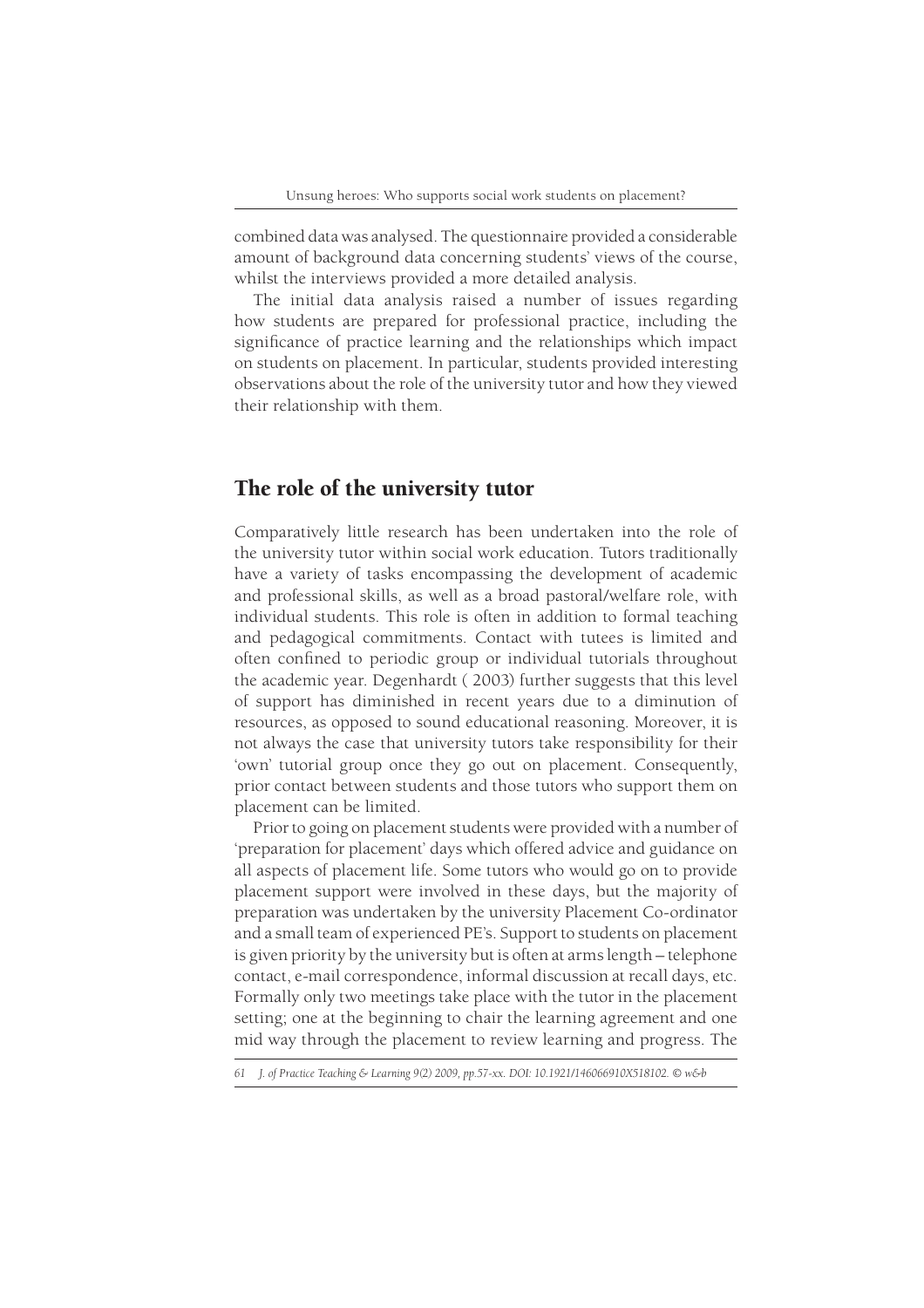combined data was analysed. The questionnaire provided a considerable amount of background data concerning students' views of the course, whilst the interviews provided a more detailed analysis.

The initial data analysis raised a number of issues regarding how students are prepared for professional practice, including the significance of practice learning and the relationships which impact on students on placement. In particular, students provided interesting observations about the role of the university tutor and how they viewed their relationship with them.

## The role of the university tutor

Comparatively little research has been undertaken into the role of the university tutor within social work education. Tutors traditionally have a variety of tasks encompassing the development of academic and professional skills, as well as a broad pastoral/welfare role, with individual students. This role is often in addition to formal teaching and pedagogical commitments. Contact with tutees is limited and often confined to periodic group or individual tutorials throughout the academic year. Degenhardt ( 2003) further suggests that this level of support has diminished in recent years due to a diminution of resources, as opposed to sound educational reasoning. Moreover, it is not always the case that university tutors take responsibility for their 'own' tutorial group once they go out on placement. Consequently, prior contact between students and those tutors who support them on placement can be limited.

Prior to going on placement students were provided with a number of 'preparation for placement' days which offered advice and guidance on all aspects of placement life. Some tutors who would go on to provide placement support were involved in these days, but the majority of preparation was undertaken by the university Placement Co-ordinator and a small team of experienced PE's. Support to students on placement is given priority by the university but is often at arms length – telephone contact, e-mail correspondence, informal discussion at recall days, etc. Formally only two meetings take place with the tutor in the placement setting; one at the beginning to chair the learning agreement and one mid way through the placement to review learning and progress. The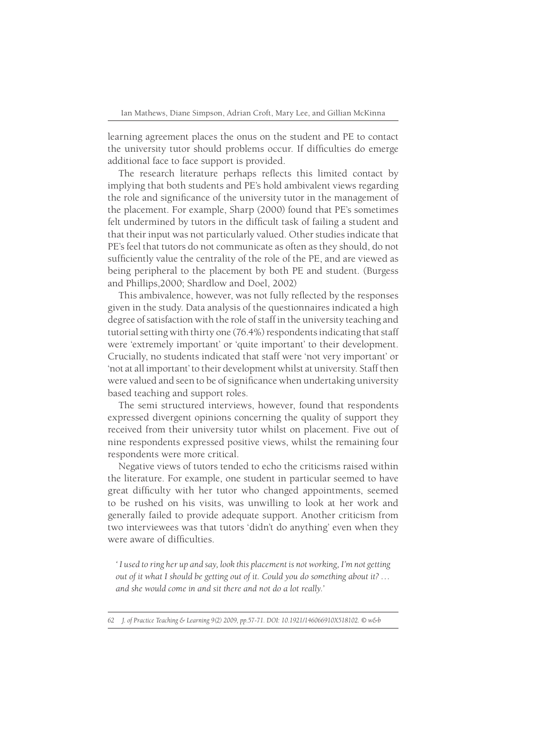learning agreement places the onus on the student and PE to contact the university tutor should problems occur. If difficulties do emerge additional face to face support is provided.

The research literature perhaps reflects this limited contact by implying that both students and PE's hold ambivalent views regarding the role and significance of the university tutor in the management of the placement. For example, Sharp (2000) found that PE's sometimes felt undermined by tutors in the difficult task of failing a student and that their input was not particularly valued. Other studies indicate that PE's feel that tutors do not communicate as often as they should, do not sufficiently value the centrality of the role of the PE, and are viewed as being peripheral to the placement by both PE and student. (Burgess and Phillips,2000; Shardlow and Doel, 2002)

This ambivalence, however, was not fully reflected by the responses given in the study. Data analysis of the questionnaires indicated a high degree of satisfaction with the role of staff in the university teaching and tutorial setting with thirty one (76.4%) respondents indicating that staff were 'extremely important' or 'quite important' to their development. Crucially, no students indicated that staff were 'not very important' or 'not at all important' to their development whilst at university. Staff then were valued and seen to be of significance when undertaking university based teaching and support roles.

The semi structured interviews, however, found that respondents expressed divergent opinions concerning the quality of support they received from their university tutor whilst on placement. Five out of nine respondents expressed positive views, whilst the remaining four respondents were more critical.

Negative views of tutors tended to echo the criticisms raised within the literature. For example, one student in particular seemed to have great difficulty with her tutor who changed appointments, seemed to be rushed on his visits, was unwilling to look at her work and generally failed to provide adequate support. Another criticism from two interviewees was that tutors 'didn't do anything' even when they were aware of difficulties.

> *'I used to ring her up and say, look this placement is not working, I'm not getting out of it what I should be getting out of it. Could you do something about it? … and she would come in and sit there and not do a lot really.'*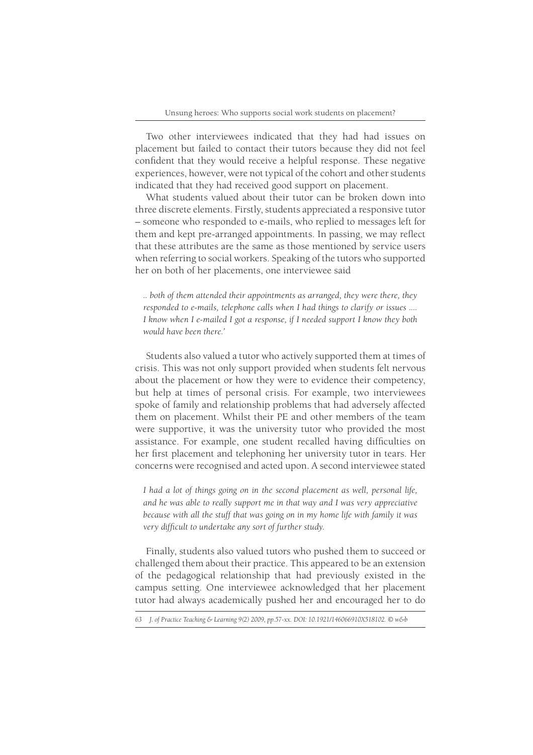Two other interviewees indicated that they had had issues on placement but failed to contact their tutors because they did not feel confident that they would receive a helpful response. These negative experiences, however, were not typical of the cohort and other students indicated that they had received good support on placement.

What students valued about their tutor can be broken down into three discrete elements. Firstly, students appreciated a responsive tutor – someone who responded to e-mails, who replied to messages left for them and kept pre-arranged appointments. In passing, we may reflect that these attributes are the same as those mentioned by service users when referring to social workers. Speaking of the tutors who supported her on both of her placements, one interviewee said

> *.. both of them attended their appointments as arranged, they were there, they responded to e-mails, telephone calls when I had things to clarify or issues .... I know when I e-mailed I got a response, if I needed support I know they both would have been there.'*

Students also valued a tutor who actively supported them at times of crisis. This was not only support provided when students felt nervous about the placement or how they were to evidence their competency, but help at times of personal crisis. For example, two interviewees spoke of family and relationship problems that had adversely affected them on placement. Whilst their PE and other members of the team were supportive, it was the university tutor who provided the most assistance. For example, one student recalled having difficulties on her first placement and telephoning her university tutor in tears. Her concerns were recognised and acted upon. A second interviewee stated

> *I had a lot of things going on in the second placement as well, personal life, and he was able to really support me in that way and I was very appreciative because with all the stuff that was going on in my home life with family it was very difficult to undertake any sort of further study.*

Finally, students also valued tutors who pushed them to succeed or challenged them about their practice. This appeared to be an extension of the pedagogical relationship that had previously existed in the campus setting. One interviewee acknowledged that her placement tutor had always academically pushed her and encouraged her to do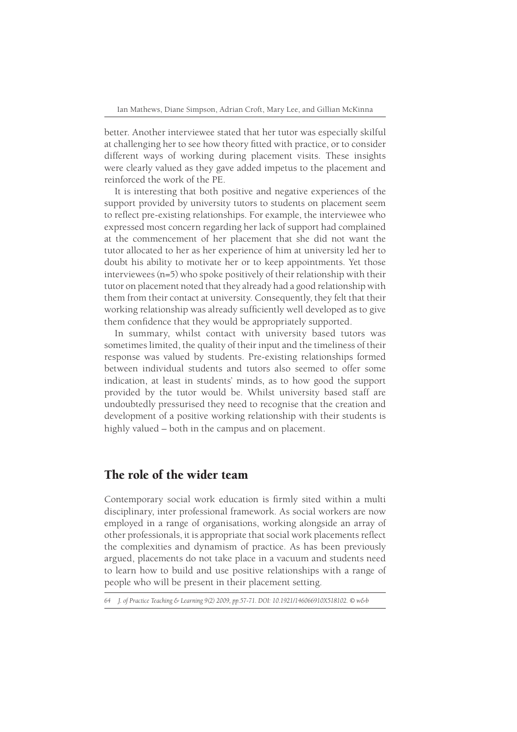better. Another interviewee stated that her tutor was especially skilful at challenging her to see how theory fitted with practice, or to consider different ways of working during placement visits. These insights were clearly valued as they gave added impetus to the placement and reinforced the work of the PE.

It is interesting that both positive and negative experiences of the support provided by university tutors to students on placement seem to reflect pre-existing relationships. For example, the interviewee who expressed most concern regarding her lack of support had complained at the commencement of her placement that she did not want the tutor allocated to her as her experience of him at university led her to doubt his ability to motivate her or to keep appointments. Yet those interviewees (n=5) who spoke positively of their relationship with their tutor on placement noted that they already had a good relationship with them from their contact at university. Consequently, they felt that their working relationship was already sufficiently well developed as to give them confidence that they would be appropriately supported.

In summary, whilst contact with university based tutors was sometimes limited, the quality of their input and the timeliness of their response was valued by students. Pre-existing relationships formed between individual students and tutors also seemed to offer some indication, at least in students' minds, as to how good the support provided by the tutor would be. Whilst university based staff are undoubtedly pressurised they need to recognise that the creation and development of a positive working relationship with their students is highly valued – both in the campus and on placement.

## The role of the wider team

Contemporary social work education is firmly sited within a multi disciplinary, inter professional framework. As social workers are now employed in a range of organisations, working alongside an array of other professionals, it is appropriate that social work placements reflect the complexities and dynamism of practice. As has been previously argued, placements do not take place in a vacuum and students need to learn how to build and use positive relationships with a range of people who will be present in their placement setting.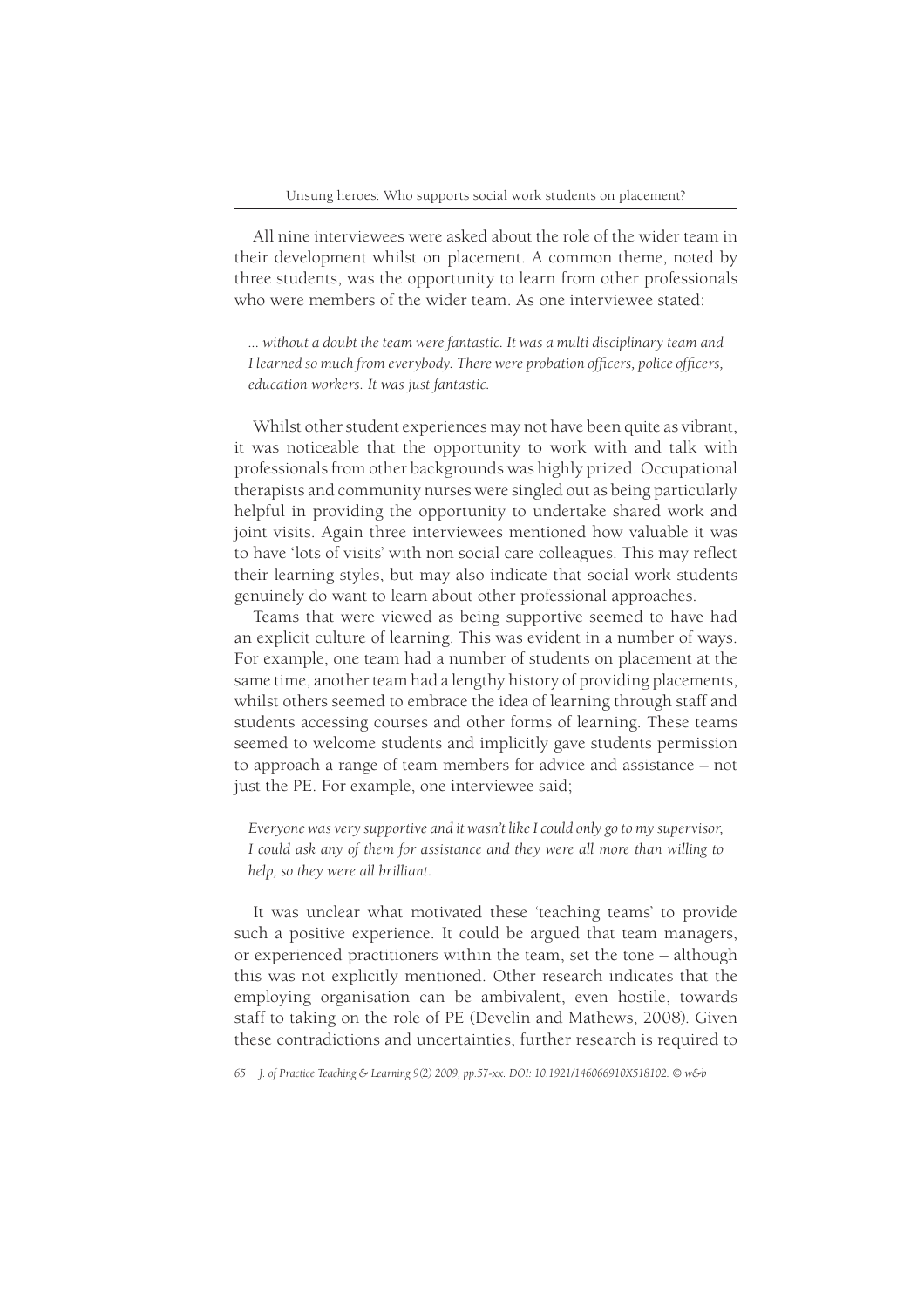All nine interviewees were asked about the role of the wider team in their development whilst on placement. A common theme, noted by three students, was the opportunity to learn from other professionals who were members of the wider team. As one interviewee stated:

> *... without a doubt the team were fantastic. It was a multi disciplinary team and I learned so much from everybody. There were probation officers, police officers, education workers. It was just fantastic.*

Whilst other student experiences may not have been quite as vibrant, it was noticeable that the opportunity to work with and talk with professionals from other backgrounds was highly prized. Occupational therapists and community nurses were singled out as being particularly helpful in providing the opportunity to undertake shared work and joint visits. Again three interviewees mentioned how valuable it was to have 'lots of visits' with non social care colleagues. This may reflect their learning styles, but may also indicate that social work students genuinely do want to learn about other professional approaches.

Teams that were viewed as being supportive seemed to have had an explicit culture of learning. This was evident in a number of ways. For example, one team had a number of students on placement at the same time, another team had a lengthy history of providing placements, whilst others seemed to embrace the idea of learning through staff and students accessing courses and other forms of learning. These teams seemed to welcome students and implicitly gave students permission to approach a range of team members for advice and assistance – not just the PE. For example, one interviewee said;

> *Everyone was very supportive and it wasn't like I could only go to my supervisor, I could ask any of them for assistance and they were all more than willing to help, so they were all brilliant.*

It was unclear what motivated these 'teaching teams' to provide such a positive experience. It could be argued that team managers, or experienced practitioners within the team, set the tone – although this was not explicitly mentioned. Other research indicates that the employing organisation can be ambivalent, even hostile, towards staff to taking on the role of PE (Develin and Mathews, 2008). Given these contradictions and uncertainties, further research is required to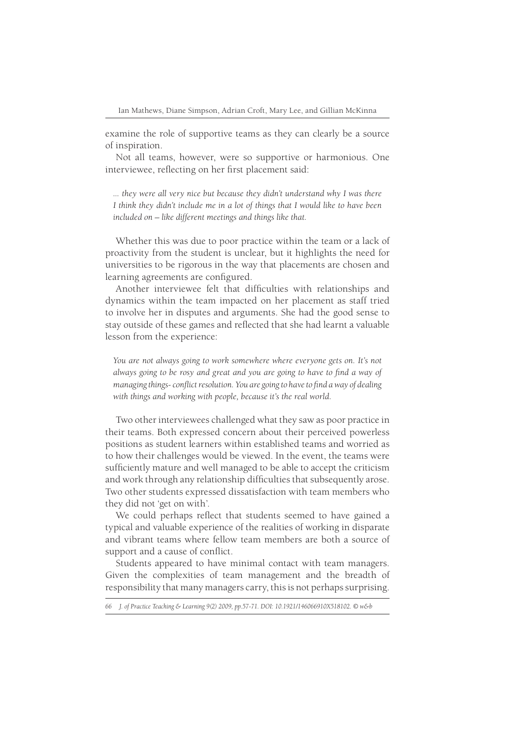examine the role of supportive teams as they can clearly be a source of inspiration.

Not all teams, however, were so supportive or harmonious. One interviewee, reflecting on her first placement said:

> *... they were all very nice but because they didn't understand why I was there I think they didn't include me in a lot of things that I would like to have been included on – like different meetings and things like that.*

Whether this was due to poor practice within the team or a lack of proactivity from the student is unclear, but it highlights the need for universities to be rigorous in the way that placements are chosen and learning agreements are configured.

Another interviewee felt that difficulties with relationships and dynamics within the team impacted on her placement as staff tried to involve her in disputes and arguments. She had the good sense to stay outside of these games and reflected that she had learnt a valuable lesson from the experience:

> *You are not always going to work somewhere where everyone gets on. It's not always going to be rosy and great and you are going to have to find a way of managing things- conflict resolution. You are going to have to find a way of dealing with things and working with people, because it's the real world.*

Two other interviewees challenged what they saw as poor practice in their teams. Both expressed concern about their perceived powerless positions as student learners within established teams and worried as to how their challenges would be viewed. In the event, the teams were sufficiently mature and well managed to be able to accept the criticism and work through any relationship difficulties that subsequently arose. Two other students expressed dissatisfaction with team members who they did not 'get on with'.

We could perhaps reflect that students seemed to have gained a typical and valuable experience of the realities of working in disparate and vibrant teams where fellow team members are both a source of support and a cause of conflict.

Students appeared to have minimal contact with team managers. Given the complexities of team management and the breadth of responsibility that many managers carry, this is not perhaps surprising.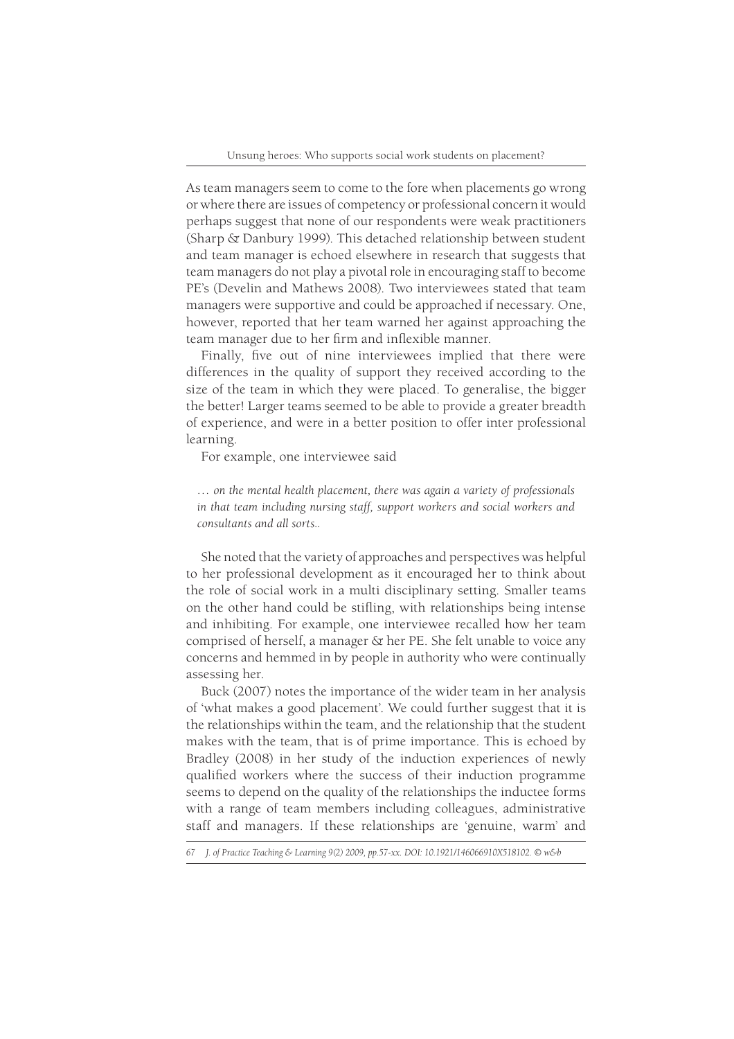As team managers seem to come to the fore when placements go wrong or where there are issues of competency or professional concern it would perhaps suggest that none of our respondents were weak practitioners (Sharp & Danbury 1999). This detached relationship between student and team manager is echoed elsewhere in research that suggests that team managers do not play a pivotal role in encouraging staff to become PE's (Develin and Mathews 2008). Two interviewees stated that team managers were supportive and could be approached if necessary. One, however, reported that her team warned her against approaching the team manager due to her firm and inflexible manner.

Finally, five out of nine interviewees implied that there were differences in the quality of support they received according to the size of the team in which they were placed. To generalise, the bigger the better! Larger teams seemed to be able to provide a greater breadth of experience, and were in a better position to offer inter professional learning.

For example, one interviewee said

> *… on the mental health placement, there was again a variety of professionals in that team including nursing staff, support workers and social workers and consultants and all sorts..*

She noted that the variety of approaches and perspectives was helpful to her professional development as it encouraged her to think about the role of social work in a multi disciplinary setting. Smaller teams on the other hand could be stifling, with relationships being intense and inhibiting. For example, one interviewee recalled how her team comprised of herself, a manager & her PE. She felt unable to voice any concerns and hemmed in by people in authority who were continually assessing her.

Buck (2007) notes the importance of the wider team in her analysis of 'what makes a good placement'. We could further suggest that it is the relationships within the team, and the relationship that the student makes with the team, that is of prime importance. This is echoed by Bradley (2008) in her study of the induction experiences of newly qualified workers where the success of their induction programme seems to depend on the quality of the relationships the inductee forms with a range of team members including colleagues, administrative staff and managers. If these relationships are 'genuine, warm' and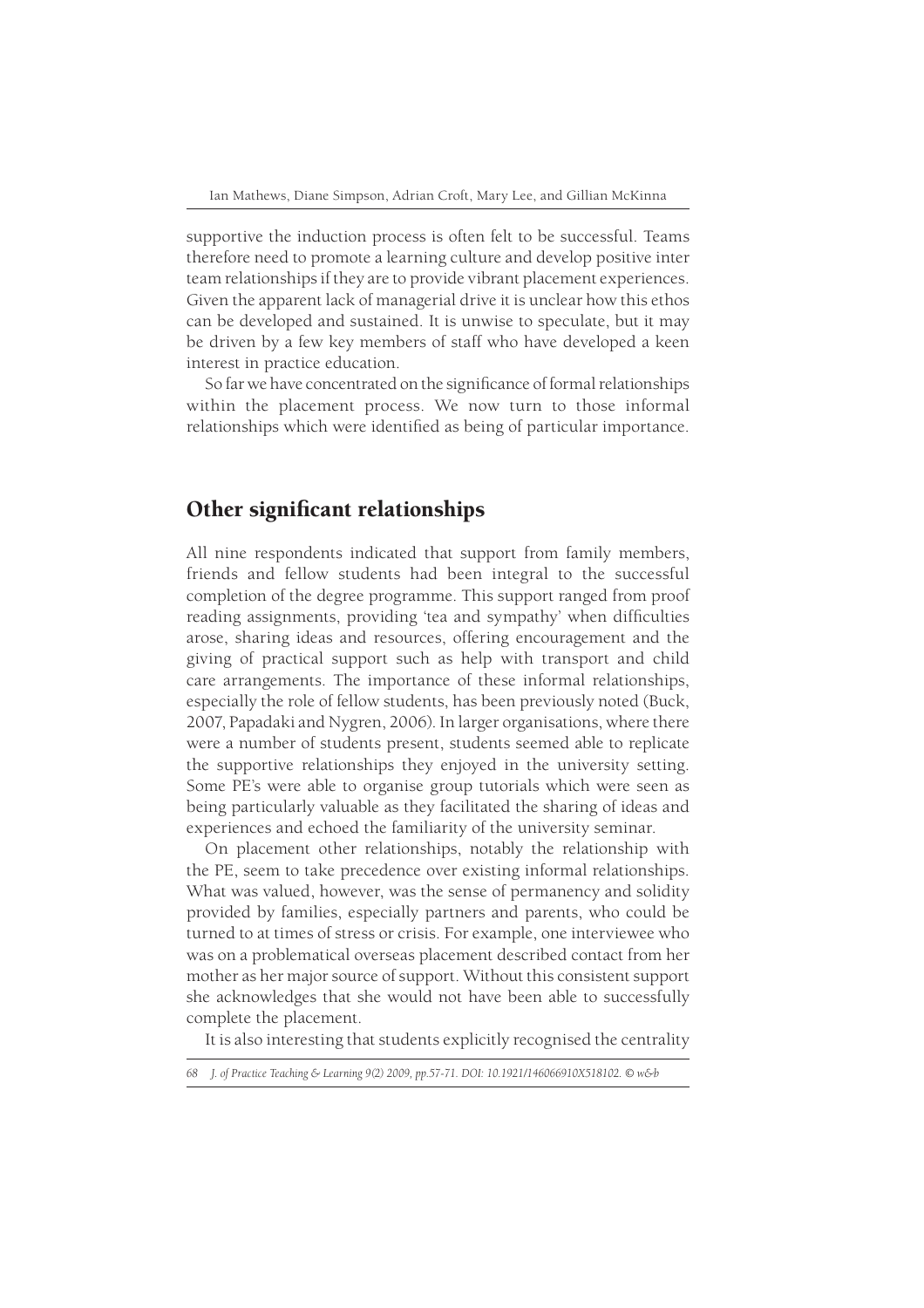supportive the induction process is often felt to be successful. Teams therefore need to promote a learning culture and develop positive inter team relationships if they are to provide vibrant placement experiences. Given the apparent lack of managerial drive it is unclear how this ethos can be developed and sustained. It is unwise to speculate, but it may be driven by a few key members of staff who have developed a keen interest in practice education.

So far we have concentrated on the significance of formal relationships within the placement process. We now turn to those informal relationships which were identified as being of particular importance.

## Other significant relationships

All nine respondents indicated that support from family members, friends and fellow students had been integral to the successful completion of the degree programme. This support ranged from proof reading assignments, providing 'tea and sympathy' when difficulties arose, sharing ideas and resources, offering encouragement and the giving of practical support such as help with transport and child care arrangements. The importance of these informal relationships, especially the role of fellow students, has been previously noted (Buck, 2007, Papadaki and Nygren, 2006). In larger organisations, where there were a number of students present, students seemed able to replicate the supportive relationships they enjoyed in the university setting. Some PE's were able to organise group tutorials which were seen as being particularly valuable as they facilitated the sharing of ideas and experiences and echoed the familiarity of the university seminar.

On placement other relationships, notably the relationship with the PE, seem to take precedence over existing informal relationships. What was valued, however, was the sense of permanency and solidity provided by families, especially partners and parents, who could be turned to at times of stress or crisis. For example, one interviewee who was on a problematical overseas placement described contact from her mother as her major source of support. Without this consistent support she acknowledges that she would not have been able to successfully complete the placement.

It is also interesting that students explicitly recognised the centrality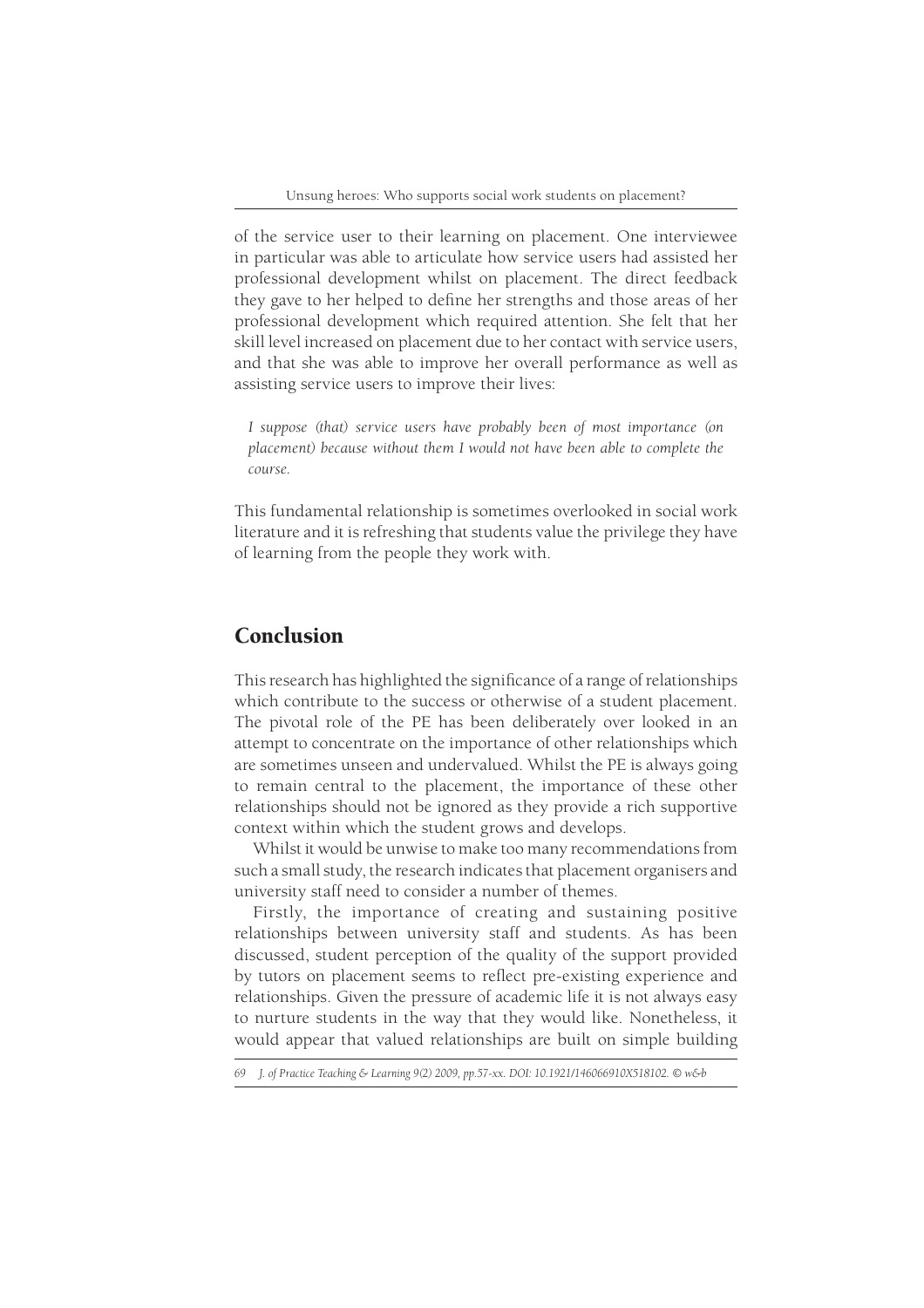of the service user to their learning on placement. One interviewee in particular was able to articulate how service users had assisted her professional development whilst on placement. The direct feedback they gave to her helped to define her strengths and those areas of her professional development which required attention. She felt that her skill level increased on placement due to her contact with service users, and that she was able to improve her overall performance as well as assisting service users to improve their lives:

> *I suppose (that) service users have probably been of most importance (on placement) because without them I would not have been able to complete the course.*

This fundamental relationship is sometimes overlooked in social work literature and it is refreshing that students value the privilege they have of learning from the people they work with.

## Conclusion

This research has highlighted the significance of a range of relationships which contribute to the success or otherwise of a student placement. The pivotal role of the PE has been deliberately over looked in an attempt to concentrate on the importance of other relationships which are sometimes unseen and undervalued. Whilst the PE is always going to remain central to the placement, the importance of these other relationships should not be ignored as they provide a rich supportive context within which the student grows and develops.

Whilst it would be unwise to make too many recommendations from such a small study, the research indicates that placement organisers and university staff need to consider a number of themes.

Firstly, the importance of creating and sustaining positive relationships between university staff and students. As has been discussed, student perception of the quality of the support provided by tutors on placement seems to reflect pre-existing experience and relationships. Given the pressure of academic life it is not always easy to nurture students in the way that they would like. Nonetheless, it would appear that valued relationships are built on simple building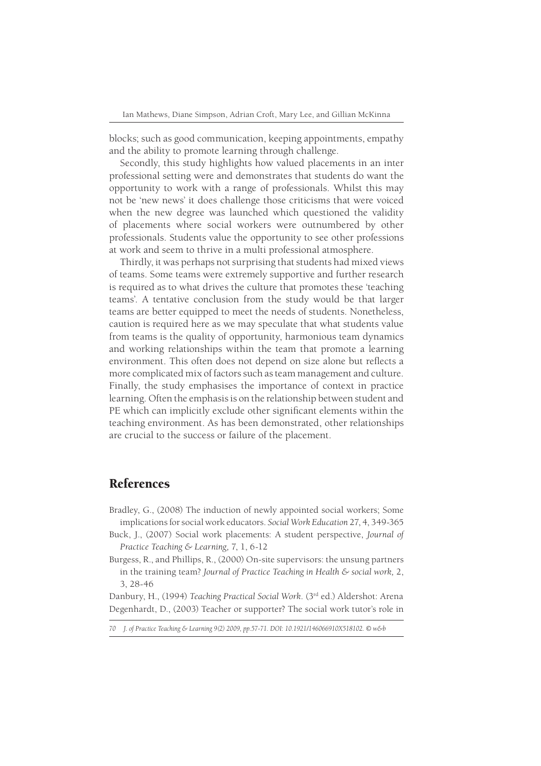blocks; such as good communication, keeping appointments, empathy and the ability to promote learning through challenge.

Secondly, this study highlights how valued placements in an inter professional setting were and demonstrates that students do want the opportunity to work with a range of professionals. Whilst this may not be 'new news' it does challenge those criticisms that were voiced when the new degree was launched which questioned the validity of placements where social workers were outnumbered by other professionals. Students value the opportunity to see other professions at work and seem to thrive in a multi professional atmosphere.

Thirdly, it was perhaps not surprising that students had mixed views of teams. Some teams were extremely supportive and further research is required as to what drives the culture that promotes these 'teaching teams'. A tentative conclusion from the study would be that larger teams are better equipped to meet the needs of students. Nonetheless, caution is required here as we may speculate that what students value from teams is the quality of opportunity, harmonious team dynamics and working relationships within the team that promote a learning environment. This often does not depend on size alone but reflects a more complicated mix of factors such as team management and culture. Finally, the study emphasises the importance of context in practice learning. Often the emphasis is on the relationship between student and PE which can implicitly exclude other significant elements within the teaching environment. As has been demonstrated, other relationships are crucial to the success or failure of the placement.

## References

Bradley, G., (2008) The induction of newly appointed social workers; Some implications for social work educators. *Social Work Education* 27, 4, 349-365

Buck, J., (2007) Social work placements: A student perspective, *Journal of Practice Teaching & Learning,* 7, 1, 6-12

Burgess, R., and Phillips, R., (2000) On-site supervisors: the unsung partners in the training team? *Journal of Practice Teaching in Health & social work,* 2, 3, 28-46

Danbury, H., (1994) *Teaching Practical Social Work*. (3rd ed.) Aldershot: Arena

Degenhardt, D., (2003) Teacher or supporter? The social work tutor's role in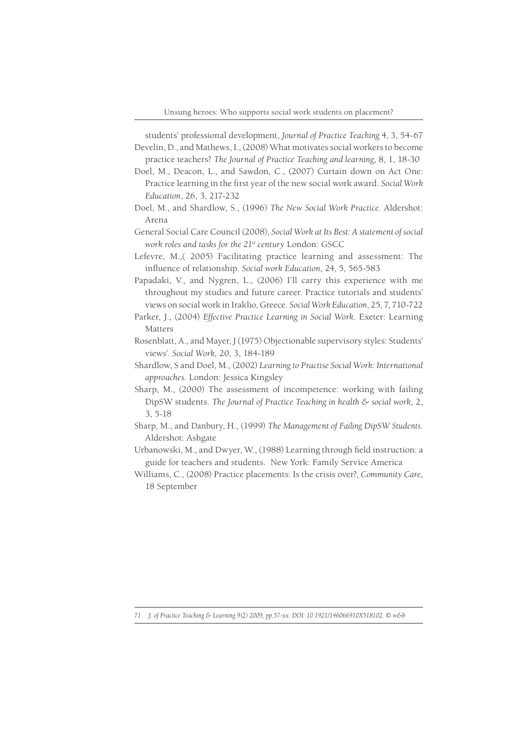students' professional development, *Journal of Practice Teaching* 4, 3, 54-67

Develin, D., and Mathews, I., (2008) What motivates social workers to become practice teachers? *The Journal of Practice Teaching and learning,* 8, 1, 18-30

Doel, M., Deacon, L., and Sawdon, C., (2007) Curtain down on Act One: Practice learning in the first year of the new social work award. *Social Work Education*, 26, 3, 217-232

Doel, M., and Shardlow, S., (1996) *The New Social Work Practice.* Aldershot: Arena

General Social Care Council (2008), *Social Work at Its Best: A statement of social work roles and tasks for the 21st century* London: GSCC

Lefevre, M.,( 2005) Facilitating practice learning and assessment: The influence of relationship. *Social work Education*, 24, 5, 565-583

Papadaki, V., and Nygren, L., (2006) I'll carry this experience with me throughout my studies and future career. Practice tutorials and students' views on social work in Iraklio, Greece. *Social Work Education*, 25, 7, 710-722

Parker, J., (2004) *Effective Practice Learning in Social Work*. Exeter: Learning Matters

Rosenblatt, A., and Mayer, J (1975) Objectionable supervisory styles: Students' views'. *Social Work,* 20, 3, 184-189

Shardlow, S and Doel, M., (2002) *Learning to Practise Social Work: International approaches.* London: Jessica Kingsley

Sharp, M., (2000) The assessment of incompetence: working with failing DipSW students. *The Journal of Practice Teaching in health & social work,* 2, 3, 5-18

Sharp, M., and Danbury, H., (1999) *The Management of Failing DipSW Students*. Aldershot: Ashgate

Urbanowski, M., and Dwyer, W., (1988) Learning through field instruction: a guide for teachers and students. New York: Family Service America

Williams, C., (2008) Practice placements: Is the crisis over?, *Community Care,* 18 September